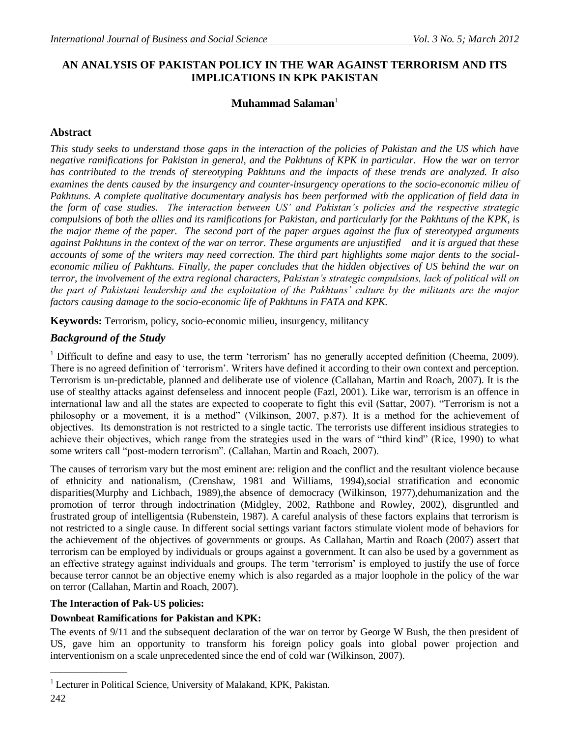# AN ANALYSIS OF PAKISTAN POLICY IN THE WAR AGAINST TERRORISM AND ITS IMPLICATIONS IN KPK PAKISTAN

**Muhammad Salaman**[1]

## Abstract

*This study seeks to understand those gaps in the interaction of the policies of Pakistan and the US which have negative ramifications for Pakistan in general, and the Pakhtuns of KPK in particular. How the war on terror has contributed to the trends of stereotyping Pakhtuns and the impacts of these trends are analyzed. It also examines the dents caused by the insurgency and counter-insurgency operations to the socio-economic milieu of Pakhtuns. A complete qualitative documentary analysis has been performed with the application of field data in the form of case studies. The interaction between US' and Pakistan's policies and the respective strategic compulsions of both the allies and its ramifications for Pakistan, and particularly for the Pakhtuns of the KPK, is the major theme of the paper. The second part of the paper argues against the flux of stereotyped arguments against Pakhtuns in the context of the war on terror. These arguments are unjustified and it is argued that these accounts of some of the writers may need correction. The third part highlights some major dents to the social-economic milieu of Pakhtuns. Finally, the paper concludes that the hidden objectives of US behind the war on terror, the involvement of the extra regional characters, Pakistan's strategic compulsions, lack of political will on the part of Pakistani leadership and the exploitation of the Pakhtuns' culture by the militants are the major factors causing damage to the socio-economic life of Pakhtuns in FATA and KPK.*

**Keywords:** Terrorism, policy, socio-economic milieu, insurgency, militancy

## *Background of the Study*

[1] Difficult to define and easy to use, the term 'terrorism' has no generally accepted definition (Cheema, 2009). There is no agreed definition of 'terrorism'. Writers have defined it according to their own context and perception. Terrorism is un-predictable, planned and deliberate use of violence (Callahan, Martin and Roach, 2007). It is the use of stealthy attacks against defenseless and innocent people (Fazl, 2001). Like war, terrorism is an offence in international law and all the states are expected to cooperate to fight this evil (Sattar, 2007). "Terrorism is not a philosophy or a movement, it is a method" (Vilkinson, 2007, p.87). It is a method for the achievement of objectives. Its demonstration is not restricted to a single tactic. The terrorists use different insidious strategies to achieve their objectives, which range from the strategies used in the wars of "third kind" (Rice, 1990) to what some writers call "post-modern terrorism". (Callahan, Martin and Roach, 2007).

The causes of terrorism vary but the most eminent are: religion and the conflict and the resultant violence because of ethnicity and nationalism, (Crenshaw, 1981 and Williams, 1994),social stratification and economic disparities(Murphy and Lichbach, 1989),the absence of democracy (Wilkinson, 1977),dehumanization and the promotion of terror through indoctrination (Midgley, 2002, Rathbone and Rowley, 2002), disgruntled and frustrated group of intelligentsia (Rubenstein, 1987). A careful analysis of these factors explains that terrorism is not restricted to a single cause. In different social settings variant factors stimulate violent mode of behaviors for the achievement of the objectives of governments or groups. As Callahan, Martin and Roach (2007) assert that terrorism can be employed by individuals or groups against a government. It can also be used by a government as an effective strategy against individuals and groups. The term 'terrorism' is employed to justify the use of force because terror cannot be an objective enemy which is also regarded as a major loophole in the policy of the war on terror (Callahan, Martin and Roach, 2007).

### The Interaction of Pak-US policies:

### Downbeat Ramifications for Pakistan and KPK:

The events of 9/11 and the subsequent declaration of the war on terror by George W Bush, the then president of US, gave him an opportunity to transform his foreign policy goals into global power projection and interventionism on a scale unprecedented since the end of cold war (Wilkinson, 2007).

---

[1] Lecturer in Political Science, University of Malakand, KPK, Pakistan.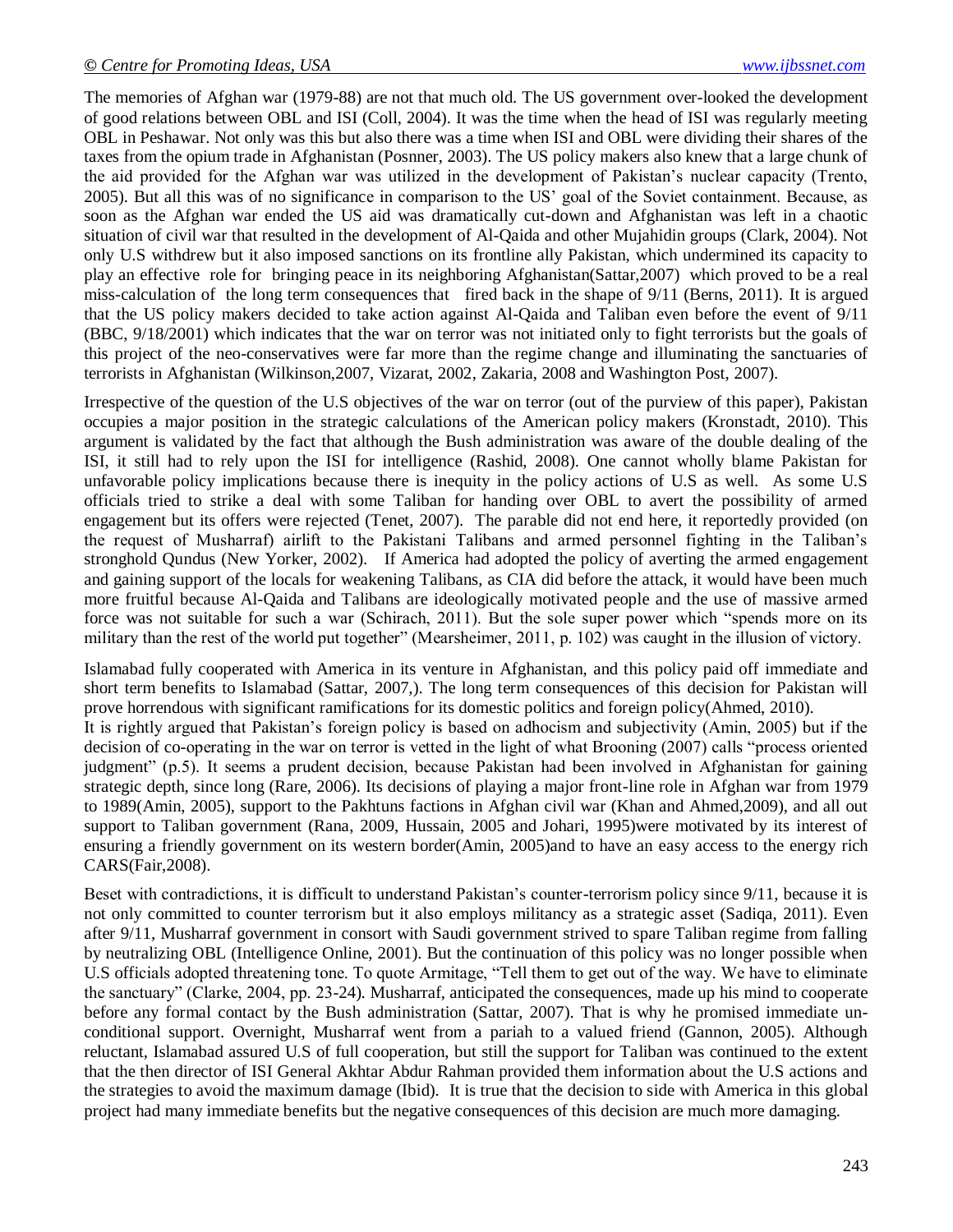The memories of Afghan war (1979-88) are not that much old. The US government over-looked the development of good relations between OBL and ISI (Coll, 2004). It was the time when the head of ISI was regularly meeting OBL in Peshawar. Not only was this but also there was a time when ISI and OBL were dividing their shares of the taxes from the opium trade in Afghanistan (Posnner, 2003). The US policy makers also knew that a large chunk of the aid provided for the Afghan war was utilized in the development of Pakistan's nuclear capacity (Trento, 2005). But all this was of no significance in comparison to the US' goal of the Soviet containment. Because, as soon as the Afghan war ended the US aid was dramatically cut-down and Afghanistan was left in a chaotic situation of civil war that resulted in the development of Al-Qaida and other Mujahidin groups (Clark, 2004). Not only U.S withdrew but it also imposed sanctions on its frontline ally Pakistan, which undermined its capacity to play an effective role for bringing peace in its neighboring Afghanistan(Sattar,2007) which proved to be a real miss-calculation of the long term consequences that fired back in the shape of 9/11 (Berns, 2011). It is argued that the US policy makers decided to take action against Al-Qaida and Taliban even before the event of 9/11 (BBC, 9/18/2001) which indicates that the war on terror was not initiated only to fight terrorists but the goals of this project of the neo-conservatives were far more than the regime change and illuminating the sanctuaries of terrorists in Afghanistan (Wilkinson,2007, Vizarat, 2002, Zakaria, 2008 and Washington Post, 2007).

Irrespective of the question of the U.S objectives of the war on terror (out of the purview of this paper), Pakistan occupies a major position in the strategic calculations of the American policy makers (Kronstadt, 2010). This argument is validated by the fact that although the Bush administration was aware of the double dealing of the ISI, it still had to rely upon the ISI for intelligence (Rashid, 2008). One cannot wholly blame Pakistan for unfavorable policy implications because there is inequity in the policy actions of U.S as well. As some U.S officials tried to strike a deal with some Taliban for handing over OBL to avert the possibility of armed engagement but its offers were rejected (Tenet, 2007). The parable did not end here, it reportedly provided (on the request of Musharraf) airlift to the Pakistani Talibans and armed personnel fighting in the Taliban's stronghold Qundus (New Yorker, 2002). If America had adopted the policy of averting the armed engagement and gaining support of the locals for weakening Talibans, as CIA did before the attack, it would have been much more fruitful because Al-Qaida and Talibans are ideologically motivated people and the use of massive armed force was not suitable for such a war (Schirach, 2011). But the sole super power which "spends more on its military than the rest of the world put together" (Mearsheimer, 2011, p. 102) was caught in the illusion of victory.

Islamabad fully cooperated with America in its venture in Afghanistan, and this policy paid off immediate and short term benefits to Islamabad (Sattar, 2007,). The long term consequences of this decision for Pakistan will prove horrendous with significant ramifications for its domestic politics and foreign policy(Ahmed, 2010).

It is rightly argued that Pakistan's foreign policy is based on adhocism and subjectivity (Amin, 2005) but if the decision of co-operating in the war on terror is vetted in the light of what Brooning (2007) calls "process oriented judgment" (p.5). It seems a prudent decision, because Pakistan had been involved in Afghanistan for gaining strategic depth, since long (Rare, 2006). Its decisions of playing a major front-line role in Afghan war from 1979 to 1989(Amin, 2005), support to the Pakhtuns factions in Afghan civil war (Khan and Ahmed,2009), and all out support to Taliban government (Rana, 2009, Hussain, 2005 and Johari, 1995)were motivated by its interest of ensuring a friendly government on its western border(Amin, 2005)and to have an easy access to the energy rich CARS(Fair,2008).

Beset with contradictions, it is difficult to understand Pakistan's counter-terrorism policy since 9/11, because it is not only committed to counter terrorism but it also employs militancy as a strategic asset (Sadiqa, 2011). Even after 9/11, Musharraf government in consort with Saudi government strived to spare Taliban regime from falling by neutralizing OBL (Intelligence Online, 2001). But the continuation of this policy was no longer possible when U.S officials adopted threatening tone. To quote Armitage, "Tell them to get out of the way. We have to eliminate the sanctuary" (Clarke, 2004, pp. 23-24). Musharraf, anticipated the consequences, made up his mind to cooperate before any formal contact by the Bush administration (Sattar, 2007). That is why he promised immediate un-conditional support. Overnight, Musharraf went from a pariah to a valued friend (Gannon, 2005). Although reluctant, Islamabad assured U.S of full cooperation, but still the support for Taliban was continued to the extent that the then director of ISI General Akhtar Abdur Rahman provided them information about the U.S actions and the strategies to avoid the maximum damage (Ibid). It is true that the decision to side with America in this global project had many immediate benefits but the negative consequences of this decision are much more damaging.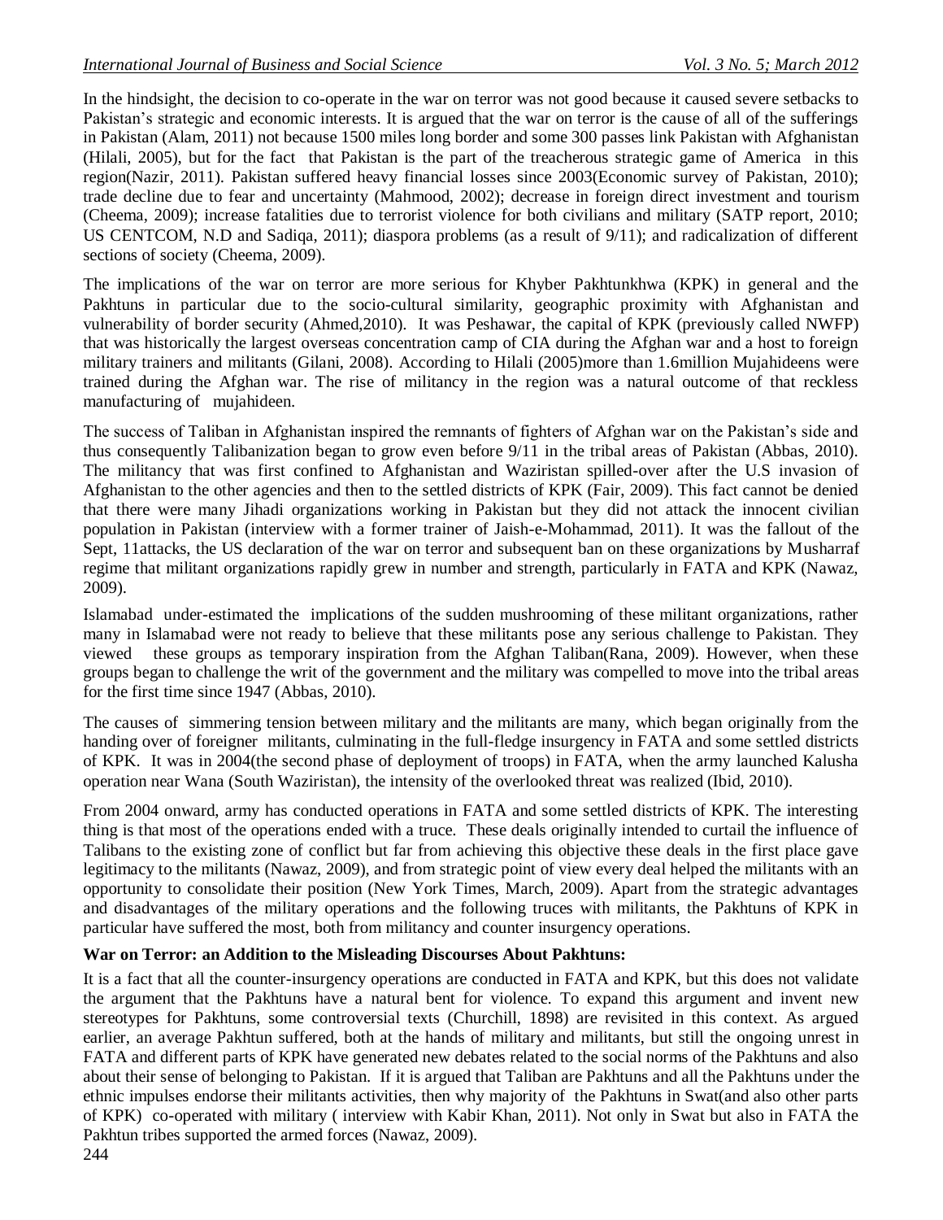In the hindsight, the decision to co-operate in the war on terror was not good because it caused severe setbacks to Pakistan's strategic and economic interests. It is argued that the war on terror is the cause of all of the sufferings in Pakistan (Alam, 2011) not because 1500 miles long border and some 300 passes link Pakistan with Afghanistan (Hilali, 2005), but for the fact that Pakistan is the part of the treacherous strategic game of America in this region(Nazir, 2011). Pakistan suffered heavy financial losses since 2003(Economic survey of Pakistan, 2010); trade decline due to fear and uncertainty (Mahmood, 2002); decrease in foreign direct investment and tourism (Cheema, 2009); increase fatalities due to terrorist violence for both civilians and military (SATP report, 2010; US CENTCOM, N.D and Sadiqa, 2011); diaspora problems (as a result of 9/11); and radicalization of different sections of society (Cheema, 2009).

The implications of the war on terror are more serious for Khyber Pakhtunkhwa (KPK) in general and the Pakhtuns in particular due to the socio-cultural similarity, geographic proximity with Afghanistan and vulnerability of border security (Ahmed,2010). It was Peshawar, the capital of KPK (previously called NWFP) that was historically the largest overseas concentration camp of CIA during the Afghan war and a host to foreign military trainers and militants (Gilani, 2008). According to Hilali (2005)more than 1.6million Mujahideens were trained during the Afghan war. The rise of militancy in the region was a natural outcome of that reckless manufacturing of mujahideen.

The success of Taliban in Afghanistan inspired the remnants of fighters of Afghan war on the Pakistan's side and thus consequently Talibanization began to grow even before 9/11 in the tribal areas of Pakistan (Abbas, 2010). The militancy that was first confined to Afghanistan and Waziristan spilled-over after the U.S invasion of Afghanistan to the other agencies and then to the settled districts of KPK (Fair, 2009). This fact cannot be denied that there were many Jihadi organizations working in Pakistan but they did not attack the innocent civilian population in Pakistan (interview with a former trainer of Jaish-e-Mohammad, 2011). It was the fallout of the Sept, 11attacks, the US declaration of the war on terror and subsequent ban on these organizations by Musharraf regime that militant organizations rapidly grew in number and strength, particularly in FATA and KPK (Nawaz, 2009).

Islamabad under-estimated the implications of the sudden mushrooming of these militant organizations, rather many in Islamabad were not ready to believe that these militants pose any serious challenge to Pakistan. They viewed these groups as temporary inspiration from the Afghan Taliban(Rana, 2009). However, when these groups began to challenge the writ of the government and the military was compelled to move into the tribal areas for the first time since 1947 (Abbas, 2010).

The causes of simmering tension between military and the militants are many, which began originally from the handing over of foreigner militants, culminating in the full-fledge insurgency in FATA and some settled districts of KPK. It was in 2004(the second phase of deployment of troops) in FATA, when the army launched Kalusha operation near Wana (South Waziristan), the intensity of the overlooked threat was realized (Ibid, 2010).

From 2004 onward, army has conducted operations in FATA and some settled districts of KPK. The interesting thing is that most of the operations ended with a truce. These deals originally intended to curtail the influence of Talibans to the existing zone of conflict but far from achieving this objective these deals in the first place gave legitimacy to the militants (Nawaz, 2009), and from strategic point of view every deal helped the militants with an opportunity to consolidate their position (New York Times, March, 2009). Apart from the strategic advantages and disadvantages of the military operations and the following truces with militants, the Pakhtuns of KPK in particular have suffered the most, both from militancy and counter insurgency operations.

**War on Terror: an Addition to the Misleading Discourses About Pakhtuns:**

It is a fact that all the counter-insurgency operations are conducted in FATA and KPK, but this does not validate the argument that the Pakhtuns have a natural bent for violence. To expand this argument and invent new stereotypes for Pakhtuns, some controversial texts (Churchill, 1898) are revisited in this context. As argued earlier, an average Pakhtun suffered, both at the hands of military and militants, but still the ongoing unrest in FATA and different parts of KPK have generated new debates related to the social norms of the Pakhtuns and also about their sense of belonging to Pakistan. If it is argued that Taliban are Pakhtuns and all the Pakhtuns under the ethnic impulses endorse their militants activities, then why majority of the Pakhtuns in Swat(and also other parts of KPK) co-operated with military ( interview with Kabir Khan, 2011). Not only in Swat but also in FATA the Pakhtun tribes supported the armed forces (Nawaz, 2009).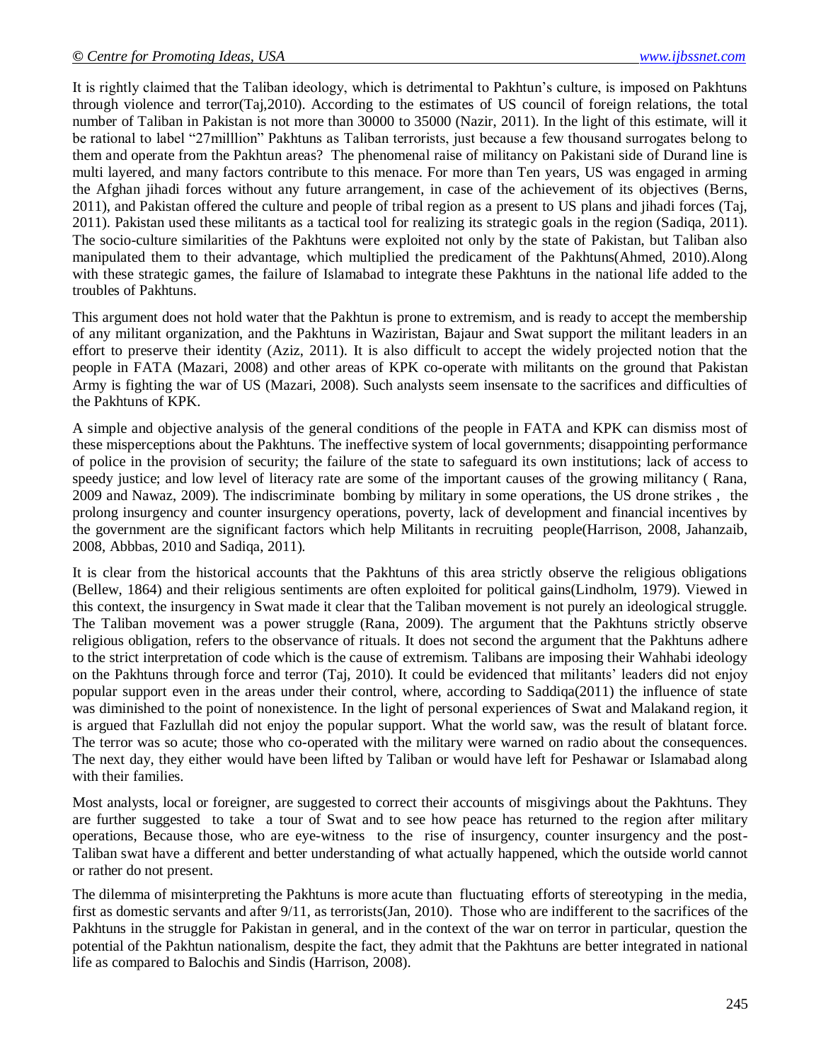It is rightly claimed that the Taliban ideology, which is detrimental to Pakhtun's culture, is imposed on Pakhtuns through violence and terror(Taj,2010). According to the estimates of US council of foreign relations, the total number of Taliban in Pakistan is not more than 30000 to 35000 (Nazir, 2011). In the light of this estimate, will it be rational to label "27milllion" Pakhtuns as Taliban terrorists, just because a few thousand surrogates belong to them and operate from the Pakhtun areas? The phenomenal raise of militancy on Pakistani side of Durand line is multi layered, and many factors contribute to this menace. For more than Ten years, US was engaged in arming the Afghan jihadi forces without any future arrangement, in case of the achievement of its objectives (Berns, 2011), and Pakistan offered the culture and people of tribal region as a present to US plans and jihadi forces (Taj, 2011). Pakistan used these militants as a tactical tool for realizing its strategic goals in the region (Sadiqa, 2011). The socio-culture similarities of the Pakhtuns were exploited not only by the state of Pakistan, but Taliban also manipulated them to their advantage, which multiplied the predicament of the Pakhtuns(Ahmed, 2010).Along with these strategic games, the failure of Islamabad to integrate these Pakhtuns in the national life added to the troubles of Pakhtuns.

This argument does not hold water that the Pakhtun is prone to extremism, and is ready to accept the membership of any militant organization, and the Pakhtuns in Waziristan, Bajaur and Swat support the militant leaders in an effort to preserve their identity (Aziz, 2011). It is also difficult to accept the widely projected notion that the people in FATA (Mazari, 2008) and other areas of KPK co-operate with militants on the ground that Pakistan Army is fighting the war of US (Mazari, 2008). Such analysts seem insensate to the sacrifices and difficulties of the Pakhtuns of KPK.

A simple and objective analysis of the general conditions of the people in FATA and KPK can dismiss most of these misperceptions about the Pakhtuns. The ineffective system of local governments; disappointing performance of police in the provision of security; the failure of the state to safeguard its own institutions; lack of access to speedy justice; and low level of literacy rate are some of the important causes of the growing militancy ( Rana, 2009 and Nawaz, 2009). The indiscriminate bombing by military in some operations, the US drone strikes , the prolong insurgency and counter insurgency operations, poverty, lack of development and financial incentives by the government are the significant factors which help Militants in recruiting people(Harrison, 2008, Jahanzaib, 2008, Abbbas, 2010 and Sadiqa, 2011).

It is clear from the historical accounts that the Pakhtuns of this area strictly observe the religious obligations (Bellew, 1864) and their religious sentiments are often exploited for political gains(Lindholm, 1979). Viewed in this context, the insurgency in Swat made it clear that the Taliban movement is not purely an ideological struggle. The Taliban movement was a power struggle (Rana, 2009). The argument that the Pakhtuns strictly observe religious obligation, refers to the observance of rituals. It does not second the argument that the Pakhtuns adhere to the strict interpretation of code which is the cause of extremism. Talibans are imposing their Wahhabi ideology on the Pakhtuns through force and terror (Taj, 2010). It could be evidenced that militants' leaders did not enjoy popular support even in the areas under their control, where, according to Saddiqa(2011) the influence of state was diminished to the point of nonexistence. In the light of personal experiences of Swat and Malakand region, it is argued that Fazlullah did not enjoy the popular support. What the world saw, was the result of blatant force. The terror was so acute; those who co-operated with the military were warned on radio about the consequences. The next day, they either would have been lifted by Taliban or would have left for Peshawar or Islamabad along with their families.

Most analysts, local or foreigner, are suggested to correct their accounts of misgivings about the Pakhtuns. They are further suggested to take a tour of Swat and to see how peace has returned to the region after military operations, Because those, who are eye-witness to the rise of insurgency, counter insurgency and the post-Taliban swat have a different and better understanding of what actually happened, which the outside world cannot or rather do not present.

The dilemma of misinterpreting the Pakhtuns is more acute than fluctuating efforts of stereotyping in the media, first as domestic servants and after 9/11, as terrorists(Jan, 2010). Those who are indifferent to the sacrifices of the Pakhtuns in the struggle for Pakistan in general, and in the context of the war on terror in particular, question the potential of the Pakhtun nationalism, despite the fact, they admit that the Pakhtuns are better integrated in national life as compared to Balochis and Sindis (Harrison, 2008).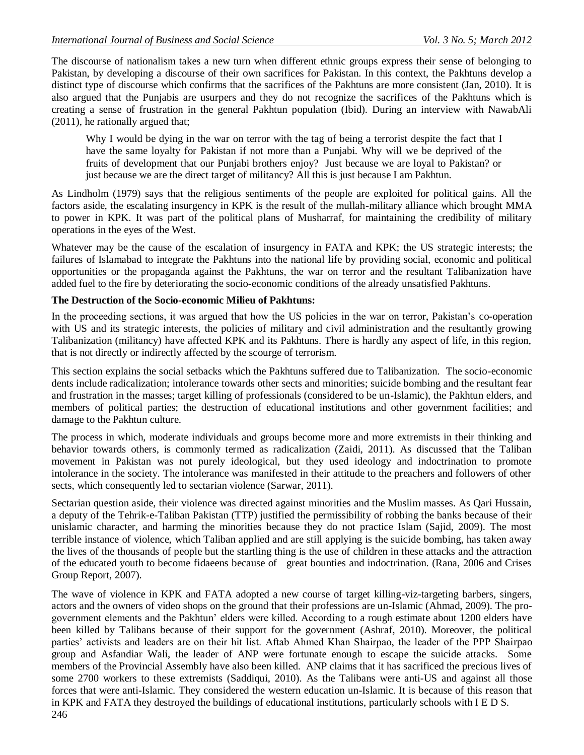The discourse of nationalism takes a new turn when different ethnic groups express their sense of belonging to Pakistan, by developing a discourse of their own sacrifices for Pakistan. In this context, the Pakhtuns develop a distinct type of discourse which confirms that the sacrifices of the Pakhtuns are more consistent (Jan, 2010). It is also argued that the Punjabis are usurpers and they do not recognize the sacrifices of the Pakhtuns which is creating a sense of frustration in the general Pakhtun population (Ibid). During an interview with NawabAli (2011), he rationally argued that;

> Why I would be dying in the war on terror with the tag of being a terrorist despite the fact that I have the same loyalty for Pakistan if not more than a Punjabi. Why will we be deprived of the fruits of development that our Punjabi brothers enjoy? Just because we are loyal to Pakistan? or just because we are the direct target of militancy? All this is just because I am Pakhtun.

As Lindholm (1979) says that the religious sentiments of the people are exploited for political gains. All the factors aside, the escalating insurgency in KPK is the result of the mullah-military alliance which brought MMA to power in KPK. It was part of the political plans of Musharraf, for maintaining the credibility of military operations in the eyes of the West.

Whatever may be the cause of the escalation of insurgency in FATA and KPK; the US strategic interests; the failures of Islamabad to integrate the Pakhtuns into the national life by providing social, economic and political opportunities or the propaganda against the Pakhtuns, the war on terror and the resultant Talibanization have added fuel to the fire by deteriorating the socio-economic conditions of the already unsatisfied Pakhtuns.

**The Destruction of the Socio-economic Milieu of Pakhtuns:**

In the proceeding sections, it was argued that how the US policies in the war on terror, Pakistan's co-operation with US and its strategic interests, the policies of military and civil administration and the resultantly growing Talibanization (militancy) have affected KPK and its Pakhtuns. There is hardly any aspect of life, in this region, that is not directly or indirectly affected by the scourge of terrorism.

This section explains the social setbacks which the Pakhtuns suffered due to Talibanization. The socio-economic dents include radicalization; intolerance towards other sects and minorities; suicide bombing and the resultant fear and frustration in the masses; target killing of professionals (considered to be un-Islamic), the Pakhtun elders, and members of political parties; the destruction of educational institutions and other government facilities; and damage to the Pakhtun culture.

The process in which, moderate individuals and groups become more and more extremists in their thinking and behavior towards others, is commonly termed as radicalization (Zaidi, 2011). As discussed that the Taliban movement in Pakistan was not purely ideological, but they used ideology and indoctrination to promote intolerance in the society. The intolerance was manifested in their attitude to the preachers and followers of other sects, which consequently led to sectarian violence (Sarwar, 2011).

Sectarian question aside, their violence was directed against minorities and the Muslim masses. As Qari Hussain, a deputy of the Tehrik-e-Taliban Pakistan (TTP) justified the permissibility of robbing the banks because of their unislamic character, and harming the minorities because they do not practice Islam (Sajid, 2009). The most terrible instance of violence, which Taliban applied and are still applying is the suicide bombing, has taken away the lives of the thousands of people but the startling thing is the use of children in these attacks and the attraction of the educated youth to become fidaeens because of great bounties and indoctrination. (Rana, 2006 and Crises Group Report, 2007).

The wave of violence in KPK and FATA adopted a new course of target killing-viz-targeting barbers, singers, actors and the owners of video shops on the ground that their professions are un-Islamic (Ahmad, 2009). The pro-government elements and the Pakhtun' elders were killed. According to a rough estimate about 1200 elders have been killed by Talibans because of their support for the government (Ashraf, 2010). Moreover, the political parties' activists and leaders are on their hit list. Aftab Ahmed Khan Shairpao, the leader of the PPP Shairpao group and Asfandiar Wali, the leader of ANP were fortunate enough to escape the suicide attacks. Some members of the Provincial Assembly have also been killed. ANP claims that it has sacrificed the precious lives of some 2700 workers to these extremists (Saddiqui, 2010). As the Talibans were anti-US and against all those forces that were anti-Islamic. They considered the western education un-Islamic. It is because of this reason that in KPK and FATA they destroyed the buildings of educational institutions, particularly schools with I E D S.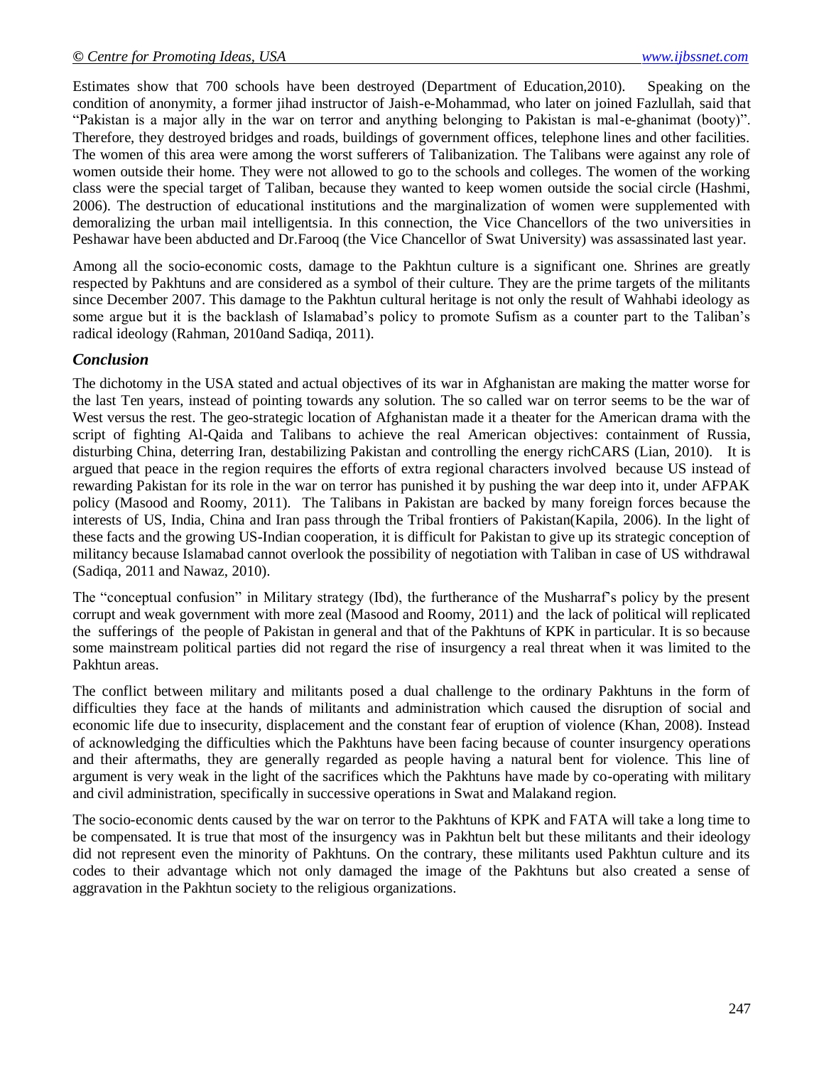Estimates show that 700 schools have been destroyed (Department of Education,2010). Speaking on the condition of anonymity, a former jihad instructor of Jaish-e-Mohammad, who later on joined Fazlullah, said that "Pakistan is a major ally in the war on terror and anything belonging to Pakistan is mal-e-ghanimat (booty)". Therefore, they destroyed bridges and roads, buildings of government offices, telephone lines and other facilities. The women of this area were among the worst sufferers of Talibanization. The Talibans were against any role of women outside their home. They were not allowed to go to the schools and colleges. The women of the working class were the special target of Taliban, because they wanted to keep women outside the social circle (Hashmi, 2006). The destruction of educational institutions and the marginalization of women were supplemented with demoralizing the urban mail intelligentsia. In this connection, the Vice Chancellors of the two universities in Peshawar have been abducted and Dr.Farooq (the Vice Chancellor of Swat University) was assassinated last year.

Among all the socio-economic costs, damage to the Pakhtun culture is a significant one. Shrines are greatly respected by Pakhtuns and are considered as a symbol of their culture. They are the prime targets of the militants since December 2007. This damage to the Pakhtun cultural heritage is not only the result of Wahhabi ideology as some argue but it is the backlash of Islamabad's policy to promote Sufism as a counter part to the Taliban's radical ideology (Rahman, 2010and Sadiqa, 2011).

### *Conclusion*

The dichotomy in the USA stated and actual objectives of its war in Afghanistan are making the matter worse for the last Ten years, instead of pointing towards any solution. The so called war on terror seems to be the war of West versus the rest. The geo-strategic location of Afghanistan made it a theater for the American drama with the script of fighting Al-Qaida and Talibans to achieve the real American objectives: containment of Russia, disturbing China, deterring Iran, destabilizing Pakistan and controlling the energy richCARS (Lian, 2010). It is argued that peace in the region requires the efforts of extra regional characters involved because US instead of rewarding Pakistan for its role in the war on terror has punished it by pushing the war deep into it, under AFPAK policy (Masood and Roomy, 2011). The Talibans in Pakistan are backed by many foreign forces because the interests of US, India, China and Iran pass through the Tribal frontiers of Pakistan(Kapila, 2006). In the light of these facts and the growing US-Indian cooperation, it is difficult for Pakistan to give up its strategic conception of militancy because Islamabad cannot overlook the possibility of negotiation with Taliban in case of US withdrawal (Sadiqa, 2011 and Nawaz, 2010).

The "conceptual confusion" in Military strategy (Ibd), the furtherance of the Musharraf's policy by the present corrupt and weak government with more zeal (Masood and Roomy, 2011) and the lack of political will replicated the sufferings of the people of Pakistan in general and that of the Pakhtuns of KPK in particular. It is so because some mainstream political parties did not regard the rise of insurgency a real threat when it was limited to the Pakhtun areas.

The conflict between military and militants posed a dual challenge to the ordinary Pakhtuns in the form of difficulties they face at the hands of militants and administration which caused the disruption of social and economic life due to insecurity, displacement and the constant fear of eruption of violence (Khan, 2008). Instead of acknowledging the difficulties which the Pakhtuns have been facing because of counter insurgency operations and their aftermaths, they are generally regarded as people having a natural bent for violence. This line of argument is very weak in the light of the sacrifices which the Pakhtuns have made by co-operating with military and civil administration, specifically in successive operations in Swat and Malakand region.

The socio-economic dents caused by the war on terror to the Pakhtuns of KPK and FATA will take a long time to be compensated. It is true that most of the insurgency was in Pakhtun belt but these militants and their ideology did not represent even the minority of Pakhtuns. On the contrary, these militants used Pakhtun culture and its codes to their advantage which not only damaged the image of the Pakhtuns but also created a sense of aggravation in the Pakhtun society to the religious organizations.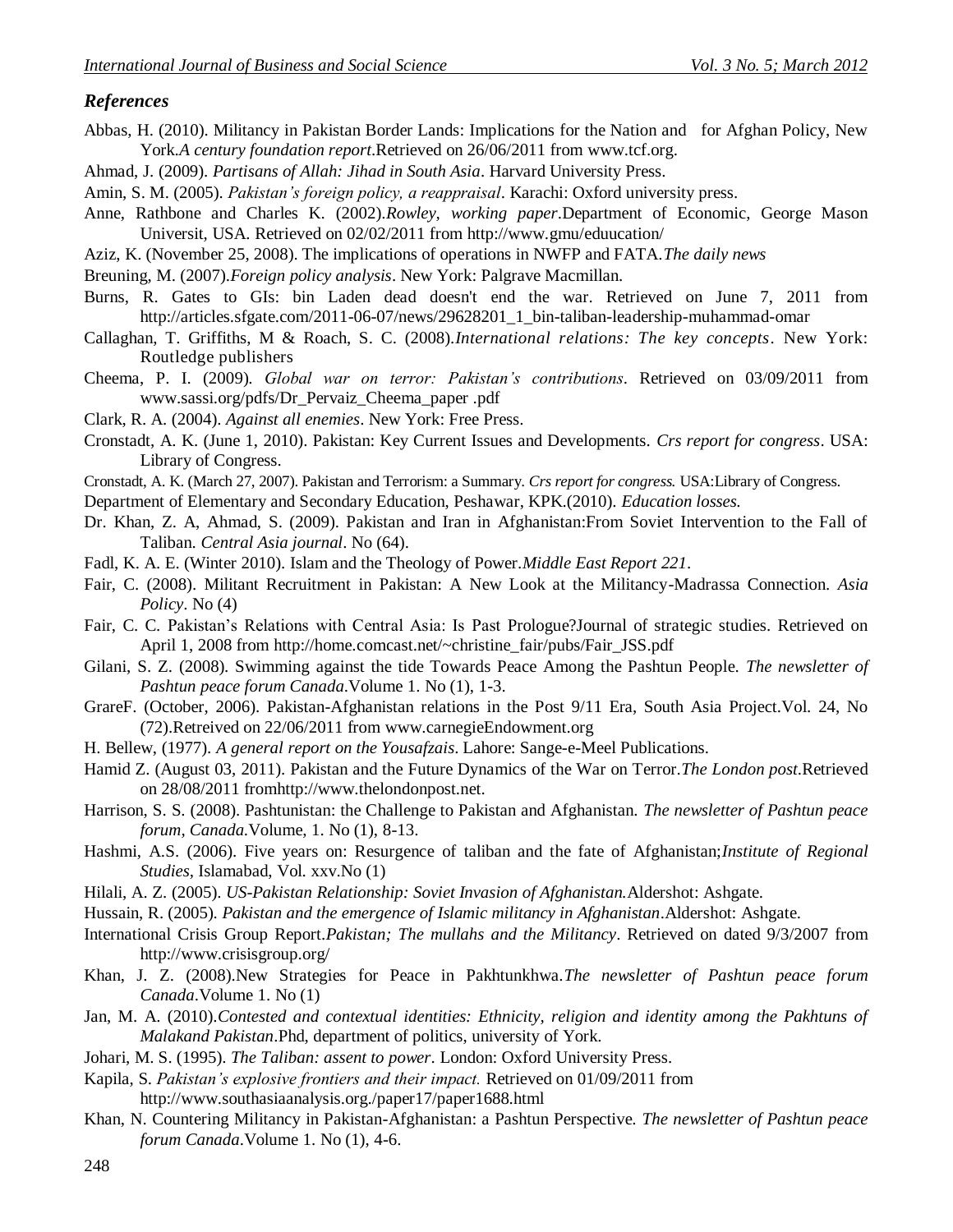## *References*

Abbas, H. (2010). Militancy in Pakistan Border Lands: Implications for the Nation and for Afghan Policy, New York.*A century foundation report*.Retrieved on 26/06/2011 from www.tcf.org.

Ahmad, J. (2009). *Partisans of Allah: Jihad in South Asia*. Harvard University Press.

Amin, S. M. (2005). *Pakistan's foreign policy, a reappraisal*. Karachi: Oxford university press.

Anne, Rathbone and Charles K. (2002).*Rowley, working paper*.Department of Economic, George Mason Universit, USA. Retrieved on 02/02/2011 from http://www.gmu/eduucation/

Aziz, K. (November 25, 2008). The implications of operations in NWFP and FATA.*The daily news*

Breuning, M. (2007).*Foreign policy analysis*. New York: Palgrave Macmillan.

Burns, R. Gates to GIs: bin Laden dead doesn't end the war. Retrieved on June 7, 2011 from http://articles.sfgate.com/2011-06-07/news/29628201_1_bin-taliban-leadership-muhammad-omar

Callaghan, T. Griffiths, M & Roach, S. C. (2008).*International relations: The key concepts*. New York: Routledge publishers

Cheema, P. I. (2009). *Global war on terror: Pakistan's contributions*. Retrieved on 03/09/2011 from www.sassi.org/pdfs/Dr_Pervaiz_Cheema_paper .pdf

Clark, R. A. (2004). *Against all enemies*. New York: Free Press.

Cronstadt, A. K. (June 1, 2010). Pakistan: Key Current Issues and Developments. *Crs report for congress*. USA: Library of Congress.

Cronstadt, A. K. (March 27, 2007). Pakistan and Terrorism: a Summary. *Crs report for congress.* USA:Library of Congress.

Department of Elementary and Secondary Education, Peshawar, KPK.(2010). *Education losses.*

Dr. Khan, Z. A, Ahmad, S. (2009). Pakistan and Iran in Afghanistan:From Soviet Intervention to the Fall of Taliban. *Central Asia journal*. No (64).

Fadl, K. A. E. (Winter 2010). Islam and the Theology of Power.*Middle East Report 221*.

Fair, C. (2008). Militant Recruitment in Pakistan: A New Look at the Militancy-Madrassa Connection. *Asia Policy*. No (4)

Fair, C. C. Pakistan's Relations with Central Asia: Is Past Prologue?Journal of strategic studies. Retrieved on April 1, 2008 from http://home.comcast.net/~christine_fair/pubs/Fair_JSS.pdf

Gilani, S. Z. (2008). Swimming against the tide Towards Peace Among the Pashtun People. *The newsletter of Pashtun peace forum Canada*.Volume 1. No (1), 1-3.

GrareF. (October, 2006). Pakistan-Afghanistan relations in the Post 9/11 Era, South Asia Project.Vol. 24, No (72).Retreived on 22/06/2011 from www.carnegieEndowment.org

H. Bellew, (1977). *A general report on the Yousafzais*. Lahore: Sange-e-Meel Publications.

Hamid Z. (August 03, 2011). Pakistan and the Future Dynamics of the War on Terror.*The London post*.Retrieved on 28/08/2011 fromhttp://www.thelondonpost.net.

Harrison, S. S. (2008). Pashtunistan: the Challenge to Pakistan and Afghanistan. *The newsletter of Pashtun peace forum, Canada*.Volume, 1. No (1), 8-13.

Hashmi, A.S. (2006). Five years on: Resurgence of taliban and the fate of Afghanistan;*Institute of Regional Studies*, Islamabad, Vol. xxv.No (1)

Hilali, A. Z. (2005). *US-Pakistan Relationship: Soviet Invasion of Afghanistan.*Aldershot: Ashgate.

Hussain, R. (2005). *Pakistan and the emergence of Islamic militancy in Afghanistan*.Aldershot: Ashgate.

International Crisis Group Report.*Pakistan; The mullahs and the Militancy*. Retrieved on dated 9/3/2007 from http://www.crisisgroup.org/

Khan, J. Z. (2008).New Strategies for Peace in Pakhtunkhwa.*The newsletter of Pashtun peace forum Canada*.Volume 1. No (1)

Jan, M. A. (2010).*Contested and contextual identities: Ethnicity, religion and identity among the Pakhtuns of Malakand Pakistan*.Phd, department of politics, university of York.

Johari, M. S. (1995). *The Taliban: assent to power*. London: Oxford University Press.

Kapila, S. *Pakistan's explosive frontiers and their impact.* Retrieved on 01/09/2011 from http://www.southasiaanalysis.org./paper17/paper1688.html

Khan, N. Countering Militancy in Pakistan-Afghanistan: a Pashtun Perspective. *The newsletter of Pashtun peace forum Canada*.Volume 1. No (1), 4-6.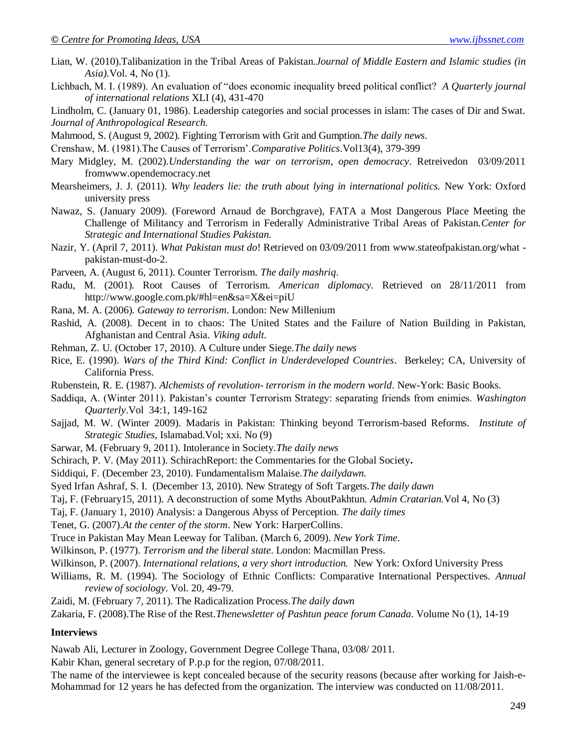Lian, W. (2010).Talibanization in the Tribal Areas of Pakistan.*Journal of Middle Eastern and Islamic studies (in Asia).*Vol. 4, No (1).

Lichbach, M. I. (1989). An evaluation of "does economic inequality breed political conflict? *A Quarterly journal of international relations* XLI (4), 431-470

Lindholm, C. (January 01, 1986). Leadership categories and social processes in islam: The cases of Dir and Swat. *Journal of Anthropological Research.*

Mahmood, S. (August 9, 2002). Fighting Terrorism with Grit and Gumption.*The daily news.*

Crenshaw, M. (1981).The Causes of Terrorism'.*Comparative Politics*.Vol13(4), 379-399

Mary Midgley, M. (2002).*Understanding the war on terrorism, open democracy*. Retreivedon 03/09/2011 fromwww.opendemocracy.net

Mearsheimers, J. J. (2011). *Why leaders lie: the truth about lying in international politics.* New York: Oxford university press

Nawaz, S. (January 2009). (Foreword Arnaud de Borchgrave), FATA a Most Dangerous Place Meeting the Challenge of Militancy and Terrorism in Federally Administrative Tribal Areas of Pakistan.*Center for Strategic and International Studies Pakistan.*

Nazir, Y. (April 7, 2011). *What Pakistan must do*! Retrieved on 03/09/2011 from www.stateofpakistan.org/what -pakistan-must-do-2.

Parveen, A. (August 6, 2011). Counter Terrorism. *The daily mashriq*.

Radu, M. (2001). Root Causes of Terrorism. *American diplomacy.* Retrieved on 28/11/2011 from http://www.google.com.pk/#hl=en&sa=X&ei=piU

Rana, M. A. (2006). *Gateway to terrorism*. London: New Millenium

Rashid, A. (2008). Decent in to chaos: The United States and the Failure of Nation Building in Pakistan, Afghanistan and Central Asia. *Viking adult.*

Rehman, Z. U. (October 17, 2010). A Culture under Siege.*The daily news*

Rice, E. (1990). *Wars of the Third Kind: Conflict in Underdeveloped Countries*. Berkeley; CA, University of California Press.

Rubenstein, R. E. (1987). *Alchemists of revolution- terrorism in the modern world*. New-York: Basic Books.

Saddiqa, A. (Winter 2011). Pakistan's counter Terrorism Strategy: separating friends from enimies. *Washington Quarterly*.Vol 34:1, 149-162

Sajjad, M. W. (Winter 2009). Madaris in Pakistan: Thinking beyond Terrorism-based Reforms. *Institute of Strategic Studies*, Islamabad.Vol; xxi. No (9)

Sarwar, M. (February 9, 2011). Intolerance in Society.*The daily news*

Schirach, P. V. (May 2011). SchirachReport: the Commentaries for the Global Society**.**

Siddiqui, F. (December 23, 2010). Fundamentalism Malaise.*The dailydawn.*

Syed Irfan Ashraf, S. I. (December 13, 2010). New Strategy of Soft Targets.*The daily dawn*

Taj, F. (February15, 2011). A deconstruction of some Myths AboutPakhtun. *Admin Cratarian.*Vol 4, No (3)

Taj, F. (January 1, 2010) Analysis: a Dangerous Abyss of Perception. *The daily times*

Tenet, G. (2007).*At the center of the storm*. New York: HarperCollins.

Truce in Pakistan May Mean Leeway for Taliban. (March 6, 2009). *New York Time*.

Wilkinson, P. (1977). *Terrorism and the liberal state*. London: Macmillan Press.

Wilkinson, P. (2007). *International relations, a very short introduction.* New York: Oxford University Press

Williams, R. M. (1994). The Sociology of Ethnic Conflicts: Comparative International Perspectives. *Annual review of sociology*. Vol. 20, 49-79.

Zaidi, M. (February 7, 2011). The Radicalization Process.*The daily dawn*

Zakaria, F. (2008).The Rise of the Rest.*Thenewsletter of Pashtun peace forum Canada*. Volume No (1), 14-19

**Interviews**

Nawab Ali, Lecturer in Zoology, Government Degree College Thana, 03/08/ 2011.

Kabir Khan, general secretary of P.p.p for the region, 07/08/2011.

The name of the interviewee is kept concealed because of the security reasons (because after working for Jaish-e-Mohammad for 12 years he has defected from the organization. The interview was conducted on 11/08/2011.